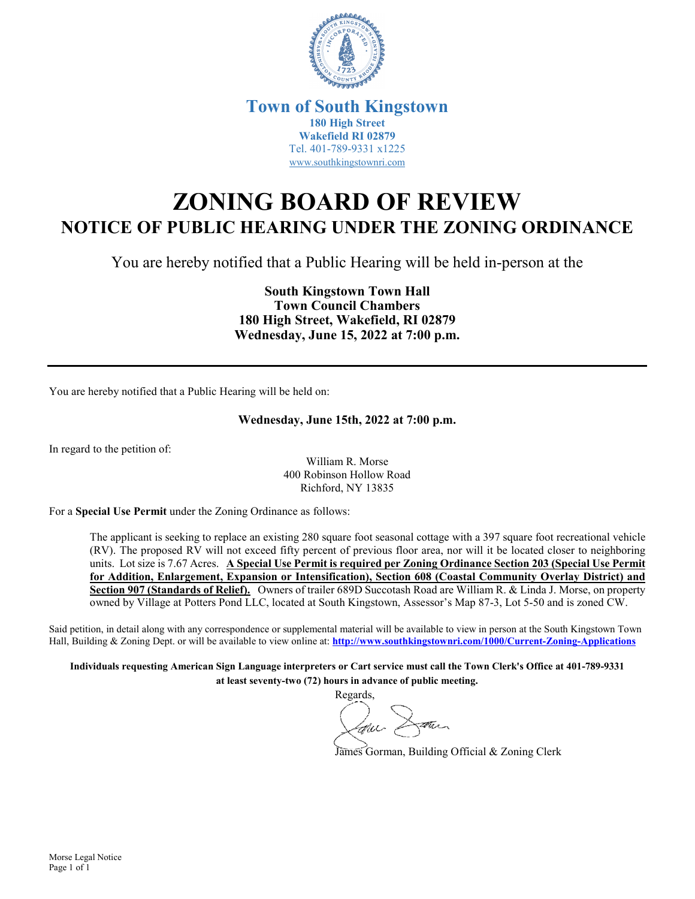**Town of South Kingstown**
**180 High Street**
**Wakefield RI 02879**
Tel. 401-789-9331 x1225
www.southkingstownri.com

# ZONING BOARD OF REVIEW

## NOTICE OF PUBLIC HEARING UNDER THE ZONING ORDINANCE

You are hereby notified that a Public Hearing will be held in-person at the

**South Kingstown Town Hall**
**Town Council Chambers**
**180 High Street, Wakefield, RI 02879**
**Wednesday, June 15, 2022 at 7:00 p.m.**

---

You are hereby notified that a Public Hearing will be held on:

**Wednesday, June 15th, 2022 at 7:00 p.m.**

In regard to the petition of:

William R. Morse
400 Robinson Hollow Road
Richford, NY 13835

For a **Special Use Permit** under the Zoning Ordinance as follows:

The applicant is seeking to replace an existing 280 square foot seasonal cottage with a 397 square foot recreational vehicle (RV). The proposed RV will not exceed fifty percent of previous floor area, nor will it be located closer to neighboring units. Lot size is 7.67 Acres. **A Special Use Permit is required per Zoning Ordinance Section 203 (Special Use Permit for Addition, Enlargement, Expansion or Intensification), Section 608 (Coastal Community Overlay District) and Section 907 (Standards of Relief).** Owners of trailer 689D Succotash Road are William R. & Linda J. Morse, on property owned by Village at Potters Pond LLC, located at South Kingstown, Assessor's Map 87-3, Lot 5-50 and is zoned CW.

Said petition, in detail along with any correspondence or supplemental material will be available to view in person at the South Kingstown Town Hall, Building & Zoning Dept. or will be available to view online at: **http://www.southkingstownri.com/1000/Current-Zoning-Applications**

**Individuals requesting American Sign Language interpreters or Cart service must call the Town Clerk's Office at 401-789-9331 at least seventy-two (72) hours in advance of public meeting.**

Regards,

James Gorman, Building Official & Zoning Clerk

Morse Legal Notice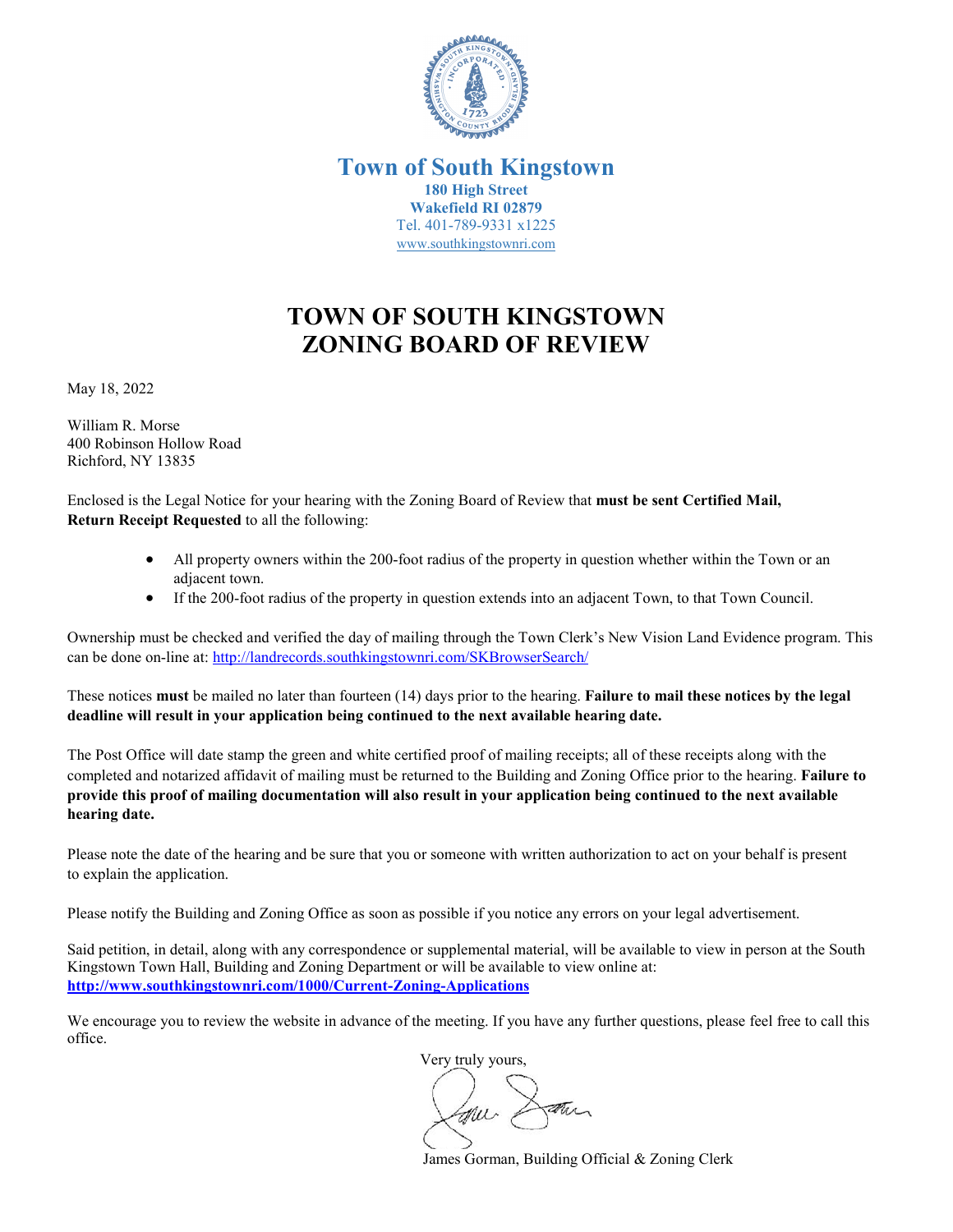# Town of South Kingstown

**180 High Street**
**Wakefield RI 02879**
Tel. 401-789-9331 x1225
www.southkingstownri.com

# TOWN OF SOUTH KINGSTOWN ZONING BOARD OF REVIEW

May 18, 2022

William R. Morse
400 Robinson Hollow Road
Richford, NY 13835

Enclosed is the Legal Notice for your hearing with the Zoning Board of Review that **must be sent Certified Mail, Return Receipt Requested** to all the following:

- All property owners within the 200-foot radius of the property in question whether within the Town or an adjacent town.
- If the 200-foot radius of the property in question extends into an adjacent Town, to that Town Council.

Ownership must be checked and verified the day of mailing through the Town Clerk's New Vision Land Evidence program. This can be done on-line at: http://landrecords.southkingstownri.com/SKBrowserSearch/

These notices **must** be mailed no later than fourteen (14) days prior to the hearing. **Failure to mail these notices by the legal deadline will result in your application being continued to the next available hearing date.**

The Post Office will date stamp the green and white certified proof of mailing receipts; all of these receipts along with the completed and notarized affidavit of mailing must be returned to the Building and Zoning Office prior to the hearing. **Failure to provide this proof of mailing documentation will also result in your application being continued to the next available hearing date.**

Please note the date of the hearing and be sure that you or someone with written authorization to act on your behalf is present to explain the application.

Please notify the Building and Zoning Office as soon as possible if you notice any errors on your legal advertisement.

Said petition, in detail, along with any correspondence or supplemental material, will be available to view in person at the South Kingstown Town Hall, Building and Zoning Department or will be available to view online at: **http://www.southkingstownri.com/1000/Current-Zoning-Applications**

We encourage you to review the website in advance of the meeting. If you have any further questions, please feel free to call this office.

Very truly yours,

James Gorman, Building Official & Zoning Clerk